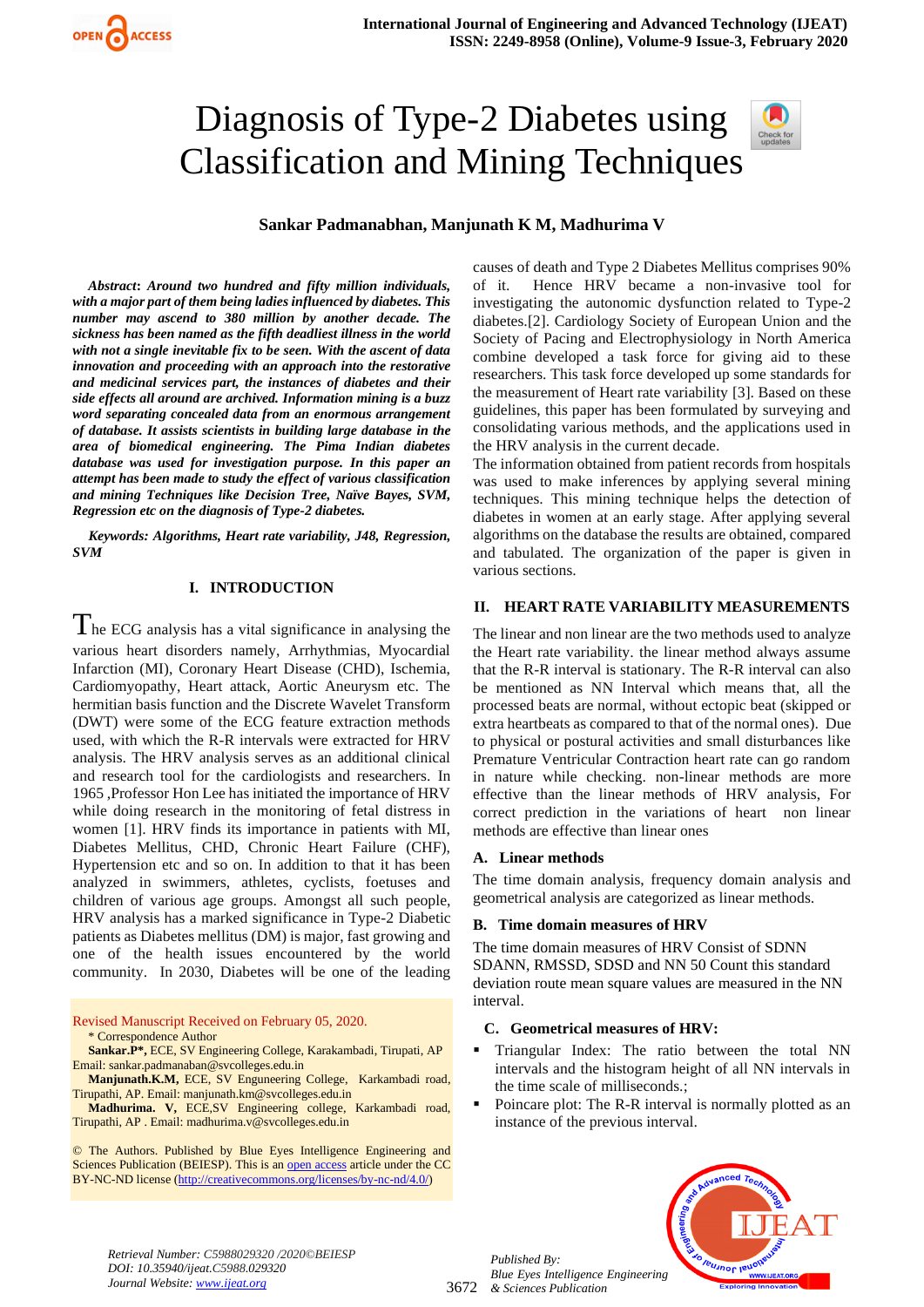# Diagnosis of Type-2 Diabetes using Classification and Mining Techniques

**Sankar Padmanabhan, Manjunath K M, Madhurima V**

***Abstract*: *Around two hundred and fifty million individuals, with a major part of them being ladies influenced by diabetes. This number may ascend to 380 million by another decade. The sickness has been named as the fifth deadliest illness in the world with not a single inevitable fix to be seen. With the ascent of data innovation and proceeding with an approach into the restorative and medicinal services part, the instances of diabetes and their side effects all around are archived. Information mining is a buzz word separating concealed data from an enormous arrangement of database. It assists scientists in building large database in the area of biomedical engineering. The Pima Indian diabetes database was used for investigation purpose. In this paper an attempt has been made to study the effect of various classification and mining Techniques like Decision Tree, Naïve Bayes, SVM, Regression etc on the diagnosis of Type-2 diabetes.***

***Keywords: Algorithms, Heart rate variability, J48, Regression, SVM***

## I. INTRODUCTION

The ECG analysis has a vital significance in analysing the various heart disorders namely, Arrhythmias, Myocardial Infarction (MI), Coronary Heart Disease (CHD), Ischemia, Cardiomyopathy, Heart attack, Aortic Aneurysm etc. The hermitian basis function and the Discrete Wavelet Transform (DWT) were some of the ECG feature extraction methods used, with which the R-R intervals were extracted for HRV analysis. The HRV analysis serves as an additional clinical and research tool for the cardiologists and researchers. In 1965 ,Professor Hon Lee has initiated the importance of HRV while doing research in the monitoring of fetal distress in women [1]. HRV finds its importance in patients with MI, Diabetes Mellitus, CHD, Chronic Heart Failure (CHF), Hypertension etc and so on. In addition to that it has been analyzed in swimmers, athletes, cyclists, foetuses and children of various age groups. Amongst all such people, HRV analysis has a marked significance in Type-2 Diabetic patients as Diabetes mellitus (DM) is major, fast growing and one of the health issues encountered by the world community. In 2030, Diabetes will be one of the leading causes of death and Type 2 Diabetes Mellitus comprises 90% of it. Hence HRV became a non-invasive tool for investigating the autonomic dysfunction related to Type-2 diabetes.[2]. Cardiology Society of European Union and the Society of Pacing and Electrophysiology in North America combine developed a task force for giving aid to these researchers. This task force developed up some standards for the measurement of Heart rate variability [3]. Based on these guidelines, this paper has been formulated by surveying and consolidating various methods, and the applications used in the HRV analysis in the current decade.

The information obtained from patient records from hospitals was used to make inferences by applying several mining techniques. This mining technique helps the detection of diabetes in women at an early stage. After applying several algorithms on the database the results are obtained, compared and tabulated. The organization of the paper is given in various sections.

Revised Manuscript Received on February 05, 2020.

\* Correspondence Author

**Sankar.P\*,** ECE, SV Engineering College, Karakambadi, Tirupati, AP Email: sankar.padmanaban@svcolleges.edu.in

**Manjunath.K.M,** ECE, SV Enguneering College, Karkambadi road, Tirupathi, AP. Email: manjunath.km@svcolleges.edu.in

**Madhurima. V,** ECE,SV Engineering college, Karkambadi road, Tirupathi, AP . Email: madhurima.v@svcolleges.edu.in

© The Authors. Published by Blue Eyes Intelligence Engineering and Sciences Publication (BEIESP). This is an open access article under the CC BY-NC-ND license (http://creativecommons.org/licenses/by-nc-nd/4.0/)

## II. HEART RATE VARIABILITY MEASUREMENTS

The linear and non linear are the two methods used to analyze the Heart rate variability. the linear method always assume that the R-R interval is stationary. The R-R interval can also be mentioned as NN Interval which means that, all the processed beats are normal, without ectopic beat (skipped or extra heartbeats as compared to that of the normal ones). Due to physical or postural activities and small disturbances like Premature Ventricular Contraction heart rate can go random in nature while checking. non-linear methods are more effective than the linear methods of HRV analysis, For correct prediction in the variations of heart non linear methods are effective than linear ones

### A. Linear methods

The time domain analysis, frequency domain analysis and geometrical analysis are categorized as linear methods.

### B. Time domain measures of HRV

The time domain measures of HRV Consist of SDNN SDANN, RMSSD, SDSD and NN 50 Count this standard deviation route mean square values are measured in the NN interval.

### C. Geometrical measures of HRV:

- Triangular Index: The ratio between the total NN intervals and the histogram height of all NN intervals in the time scale of milliseconds.;
- Poincare plot: The R-R interval is normally plotted as an instance of the previous interval.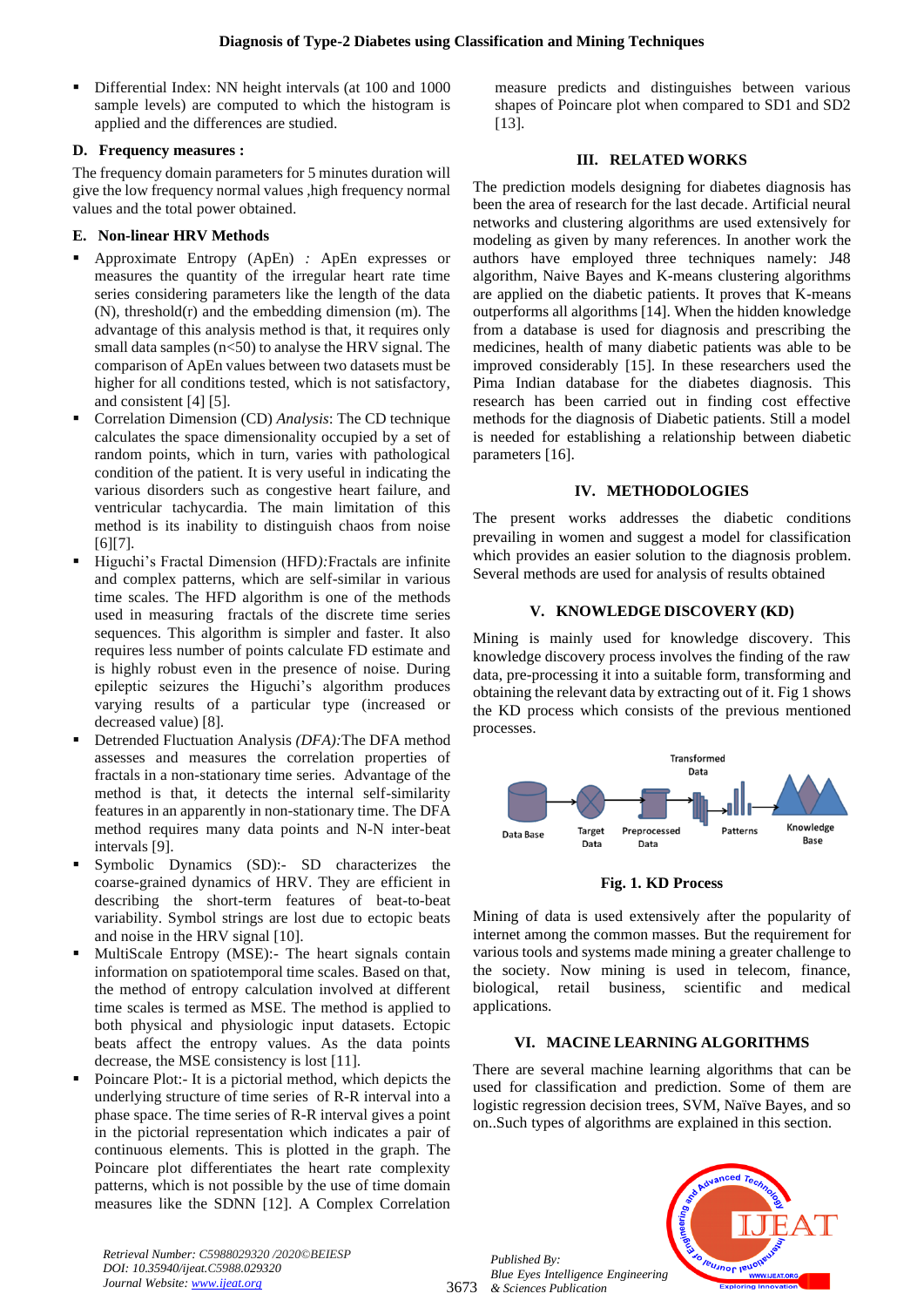- Differential Index: NN height intervals (at 100 and 1000 sample levels) are computed to which the histogram is applied and the differences are studied.

### D. Frequency measures :

The frequency domain parameters for 5 minutes duration will give the low frequency normal values ,high frequency normal values and the total power obtained.

### E. Non-linear HRV Methods

- Approximate Entropy (ApEn) *:* ApEn expresses or measures the quantity of the irregular heart rate time series considering parameters like the length of the data (N), threshold(r) and the embedding dimension (m). The advantage of this analysis method is that, it requires only small data samples (n<50) to analyse the HRV signal. The comparison of ApEn values between two datasets must be higher for all conditions tested, which is not satisfactory, and consistent [4] [5].
- Correlation Dimension (CD) *Analysis*: The CD technique calculates the space dimensionality occupied by a set of random points, which in turn, varies with pathological condition of the patient. It is very useful in indicating the various disorders such as congestive heart failure, and ventricular tachycardia. The main limitation of this method is its inability to distinguish chaos from noise [6][7].
- Higuchi's Fractal Dimension (HFD*):*Fractals are infinite and complex patterns, which are self-similar in various time scales. The HFD algorithm is one of the methods used in measuring fractals of the discrete time series sequences. This algorithm is simpler and faster. It also requires less number of points calculate FD estimate and is highly robust even in the presence of noise. During epileptic seizures the Higuchi's algorithm produces varying results of a particular type (increased or decreased value) [8].
- Detrended Fluctuation Analysis *(DFA):*The DFA method assesses and measures the correlation properties of fractals in a non-stationary time series. Advantage of the method is that, it detects the internal self-similarity features in an apparently in non-stationary time series. The DFA method requires many data points and N-N inter-beat intervals [9].
- Symbolic Dynamics (SD):- SD characterizes the coarse-grained dynamics of HRV. They are efficient in describing the short-term features of beat-to-beat variability. Symbol strings are lost due to ectopic beats and noise in the HRV signal [10].
- MultiScale Entropy (MSE):- The heart signals contain information on spatiotemporal time scales. Based on that, the method of entropy calculation involved at different time scales is termed as MSE. The method is applied to both physical and physiologic input datasets. Ectopic beats affect the entropy values. As the data points decrease, the MSE consistency is lost [11].
- Poincare Plot:- It is a pictorial method, which depicts the underlying structure of time series of R-R interval into a phase space. The time series of R-R interval gives a point in the pictorial representation which indicates a pair of continuous elements. This is plotted in the graph. The Poincare plot differentiates the heart rate complexity patterns, which is not possible by the use of time domain measures like the SDNN [12]. A Complex Correlation measure predicts and distinguishes between various shapes of Poincare plot when compared to SD1 and SD2 [13].

## III. RELATED WORKS

The prediction models designing for diabetes diagnosis has been the area of research for the last decade. Artificial neural networks and clustering algorithms are used extensively for modeling as given by many references. In another work the authors have employed three techniques namely: J48 algorithm, Naive Bayes and K-means clustering algorithms are applied on the diabetic patients. It proves that K-means outperforms all algorithms [14]. When the hidden knowledge from a database is used for diagnosis and prescribing the medicines, health of many diabetic patients was able to be improved considerably [15]. In these researchers used the Pima Indian database for the diabetes diagnosis. This research has been carried out in finding cost effective methods for the diagnosis of Diabetic patients. Still a model is needed for establishing a relationship between diabetic parameters [16].

## IV. METHODOLOGIES

The present works addresses the diabetic conditions prevailing in women and suggest a model for classification which provides an easier solution to the diagnosis problem. Several methods are used for analysis of results obtained

## V. KNOWLEDGE DISCOVERY (KD)

Mining is mainly used for knowledge discovery. This knowledge discovery process involves the finding of the raw data, pre-processing it into a suitable form, transforming and obtaining the relevant data by extracting out of it. Fig 1 shows the KD process which consists of the previous mentioned processes.

Data Base → Target Data → Preprocessed Data → Transformed Data → Patterns → Knowledge Base

**Fig. 1. KD Process**

Mining of data is used extensively after the popularity of internet among the common masses. But the requirement for various tools and systems made mining a greater challenge to the society. Now mining is used in telecom, finance, biological, retail business, scientific and medical applications.

## VI. MACINE LEARNING ALGORITHMS

There are several machine learning algorithms that can be used for classification and prediction. Some of them are logistic regression decision trees, SVM, Naïve Bayes, and so on..Such types of algorithms are explained in this section.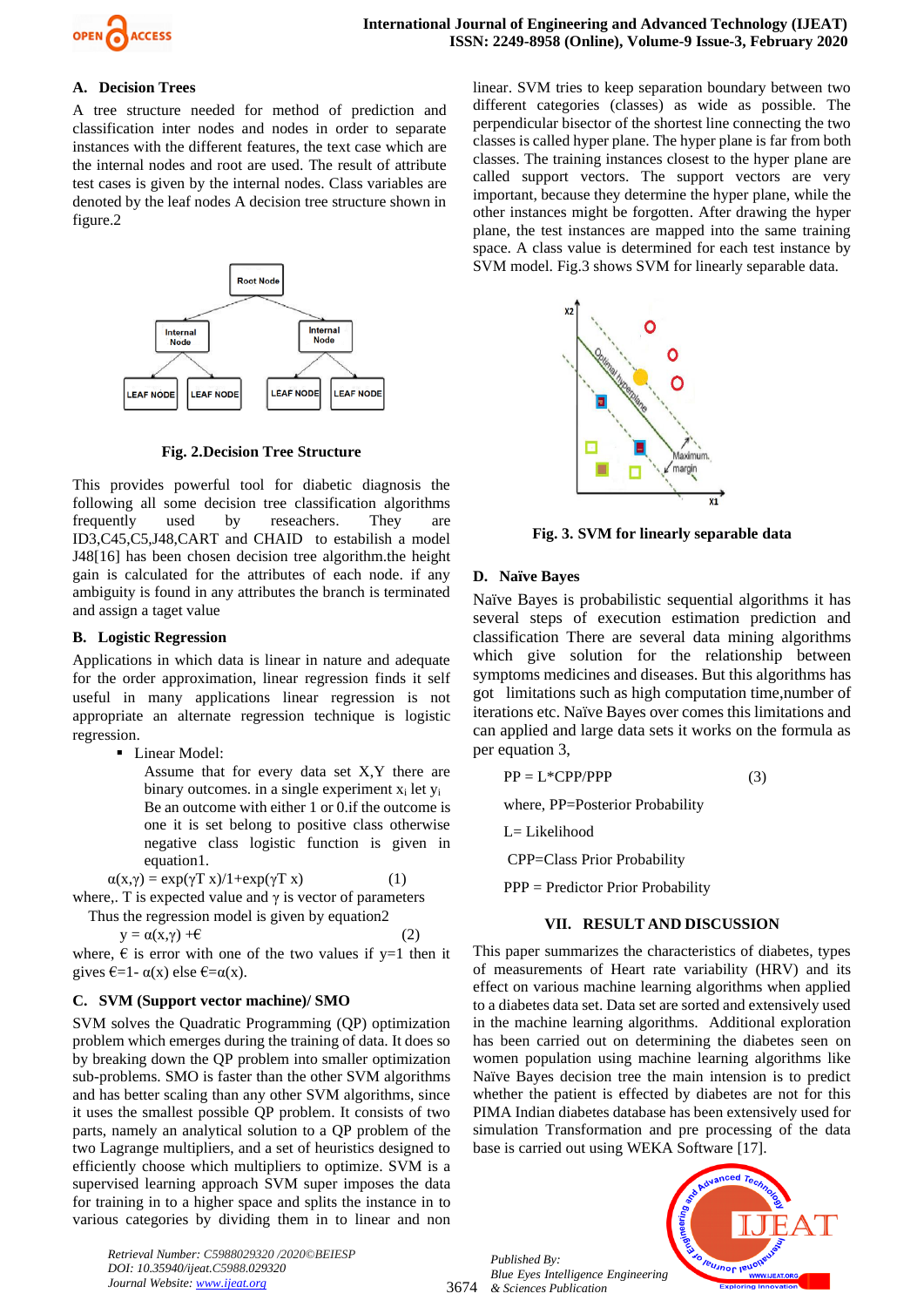### A. Decision Trees

A tree structure needed for method of prediction and classification inter nodes and nodes in order to separate instances with the different features, the text case which are the internal nodes and root are used. The result of attribute test cases is given by the internal nodes. Class variables are denoted by the leaf nodes A decision tree structure shown in figure.2

**Fig. 2.Decision Tree Structure**

This provides powerful tool for diabetic diagnosis the following all some decision tree classification algorithms frequently used by reseachers. They are ID3,C45,C5,J48,CART and CHAID to estabilish a model J48[16] has been chosen decision tree algorithm.the height gain is calculated for the attributes of each node. if any ambiguity is found in any attributes the branch is terminated and assign a taget value

### B. Logistic Regression

Applications in which data is linear in nature and adequate for the order approximation, linear regression finds it self useful in many applications linear regression is not appropriate an alternate regression technique is logistic regression.

- Linear Model:

  Assume that for every data set X,Y there are binary outcomes. in a single experiment $x_i$ let $y_i$ Be an outcome with either 1 or 0.if the outcome is one it is set belong to positive class otherwise negative class logistic function is given in equation1.

$$\alpha(x,\gamma) = \exp(\gamma T\ x)/1+\exp(\gamma T\ x) \qquad (1)$$

where,. T is expected value and $\gamma$ is vector of parameters

Thus the regression model is given by equation2

$$y = \alpha(x,\gamma) + \epsilon \qquad (2)$$

where, $\epsilon$ is error with one of the two values if y=1 then it gives $\epsilon$=1- $\alpha$(x) else $\epsilon$=$\alpha$(x).

### C. SVM (Support vector machine)/ SMO

SVM solves the Quadratic Programming (QP) optimization problem which emerges during the training of data. It does so by breaking down the QP problem into smaller optimization sub-problems. SMO is faster than the other SVM algorithms and has better scaling than any other SVM algorithms, since it uses the smallest possible QP problem. It consists of two parts, namely an analytical solution to a QP problem of the two Lagrange multipliers, and a set of heuristics designed to efficiently choose which multipliers to optimize. SVM is a supervised learning approach SVM super imposes the data for training in to a higher space and splits the instance in to various categories by dividing them in to linear and non linear. SVM tries to keep separation boundary between two different categories (classes) as wide as possible. The perpendicular bisector of the shortest line connecting the two classes is called hyper plane. The hyper plane is far from both classes. The training instances closest to the hyper plane are called support vectors. The support vectors are very important, because they determine the hyper plane, while the other instances might be forgotten. After drawing the hyper plane, the test instances are mapped into the same training space. A class value is determined for each test instance by SVM model. Fig.3 shows SVM for linearly separable data.

**Fig. 3. SVM for linearly separable data**

### D. Naïve Bayes

Naïve Bayes is probabilistic sequential algorithms it has several steps of execution estimation prediction and classification There are several data mining algorithms which give solution for the relationship between symptoms medicines and diseases. But this algorithms has got limitations such as high computation time,number of iterations etc. Naïve Bayes over comes this limitations and can applied and large data sets it works on the formula as per equation 3,

$$PP = L*CPP/PPP \qquad (3)$$

where, PP=Posterior Probability

L= Likelihood

CPP=Class Prior Probability

PPP = Predictor Prior Probability

## VII. RESULT AND DISCUSSION

This paper summarizes the characteristics of diabetes, types of measurements of Heart rate variability (HRV) and its effect on various machine learning algorithms when applied to a diabetes data set. Data set are sorted and extensively used in the machine learning algorithms. Additional exploration has been carried out on determining the diabetes seen on women population using machine learning algorithms like Naïve Bayes decision tree the main intension is to predict whether the patient is effected by diabetes are not for this PIMA Indian diabetes database has been extensively used for simulation Transformation and pre processing of the data base is carried out using WEKA Software [17].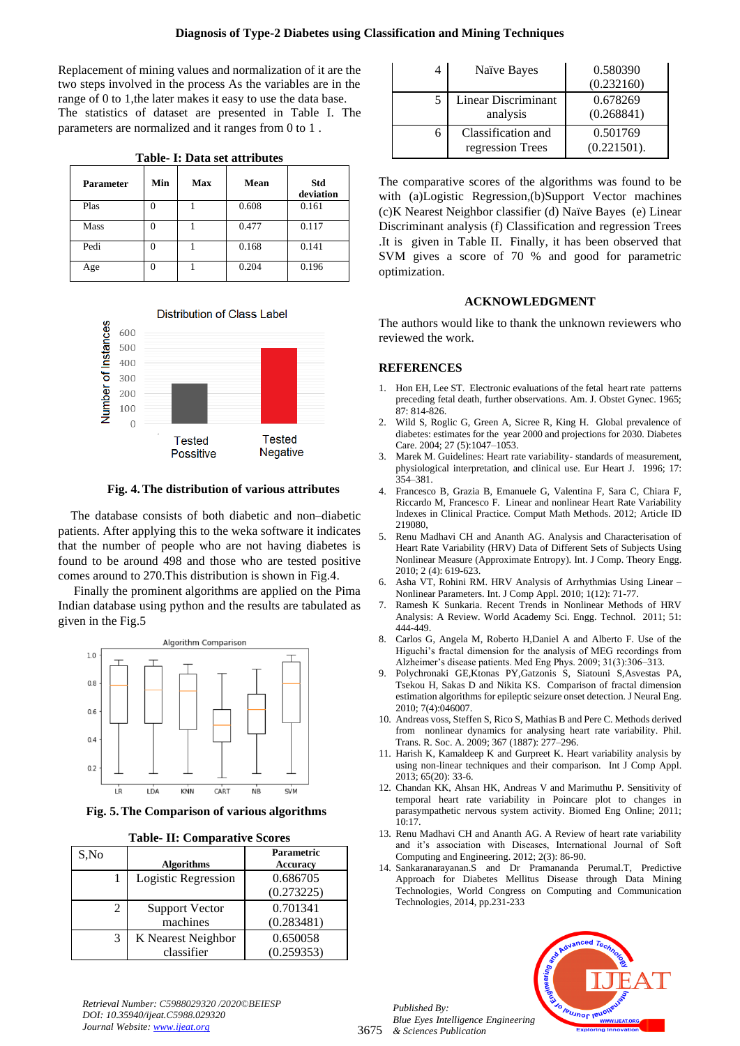Replacement of mining values and normalization of it are the two steps involved in the process As the variables are in the range of 0 to 1,the later makes it easy to use the data base. The statistics of dataset are presented in Table I. The parameters are normalized and it ranges from 0 to 1 .

**Table- I: Data set attributes**

| Parameter | Min | Max | Mean | Std deviation |
|---|---|---|---|---|
| Plas | 0 | 1 | 0.608 | 0.161 |
| Mass | 0 | 1 | 0.477 | 0.117 |
| Pedi | 0 | 1 | 0.168 | 0.141 |
| Age | 0 | 1 | 0.204 | 0.196 |

**Fig. 4. The distribution of various attributes**

The database consists of both diabetic and non–diabetic patients. After applying this to the weka software it indicates that the number of people who are not having diabetes is found to be around 498 and those who are tested positive comes around to 270.This distribution is shown in Fig.4.

Finally the prominent algorithms are applied on the Pima Indian database using python and the results are tabulated as given in the Fig.5

**Fig. 5. The Comparison of various algorithms**

**Table- II: Comparative Scores**

| S,No | Algorithms | Parametric Accuracy |
|---|---|---|
| 1 | Logistic Regression | 0.686705 (0.273225) |
| 2 | Support Vector machines | 0.701341 (0.283481) |
| 3 | K Nearest Neighbor classifier | 0.650058 (0.259353) |
| 4 | Naïve Bayes | 0.580390 (0.232160) |
| 5 | Linear Discriminant analysis | 0.678269 (0.268841) |
| 6 | Classification and regression Trees | 0.501769 (0.221501). |

The comparative scores of the algorithms was found to be with (a)Logistic Regression,(b)Support Vector machines (c)K Nearest Neighbor classifier (d) Naïve Bayes (e) Linear Discriminant analysis (f) Classification and regression Trees .It is given in Table II. Finally, it has been observed that SVM gives a score of 70 % and good for parametric optimization.

## ACKNOWLEDGMENT

The authors would like to thank the unknown reviewers who reviewed the work.

## REFERENCES

1. Hon EH, Lee ST. Electronic evaluations of the fetal heart rate patterns preceding fetal death, further observations. Am. J. Obstet Gynec. 1965; 87: 814-826.
2. Wild S, Roglic G, Green A, Sicree R, King H. Global prevalence of diabetes: estimates for the year 2000 and projections for 2030. Diabetes Care. 2004; 27 (5):1047–1053.
3. Marek M. Guidelines: Heart rate variability- standards of measurement, physiological interpretation, and clinical use. Eur Heart J. 1996; 17: 354–381.
4. Francesco B, Grazia B, Emanuele G, Valentina F, Sara C, Chiara F, Riccardo M, Francesco F. Linear and nonlinear Heart Rate Variability Indexes in Clinical Practice. Comput Math Methods. 2012; Article ID 219080,
5. Renu Madhavi CH and Ananth AG. Analysis and Characterisation of Heart Rate Variability (HRV) Data of Different Sets of Subjects Using Nonlinear Measure (Approximate Entropy). Int. J Comp. Theory Engg. 2010; 2 (4): 619-623.
6. Asha VT, Rohini RM. HRV Analysis of Arrhythmias Using Linear – Nonlinear Parameters. Int. J Comp Appl. 2010; 1(12): 71-77.
7. Ramesh K Sunkaria. Recent Trends in Nonlinear Methods of HRV Analysis: A Review. World Academy Sci. Engg. Technol. 2011; 51: 444-449.
8. Carlos G, Angela M, Roberto H,Daniel A and Alberto F. Use of the Higuchi's fractal dimension for the analysis of MEG recordings from Alzheimer's disease patients. Med Eng Phys. 2009; 31(3):306–313.
9. Polychronaki GE,Ktonas PY,Gatzonis S, Siatouni S,Asvestas PA, Tsekou H, Sakas D and Nikita KS. Comparison of fractal dimension estimation algorithms for epileptic seizure onset detection. J Neural Eng. 2010; 7(4):046007.
10. Andreas voss, Steffen S, Rico S, Mathias B and Pere C. Methods derived from nonlinear dynamics for analysing heart rate variability. Phil. Trans. R. Soc. A. 2009; 367 (1887): 277–296.
11. Harish K, Kamaldeep K and Gurpreet K. Heart variability analysis by using non-linear techniques and their comparison. Int J Comp Appl. 2013; 65(20): 33-6.
12. Chandan KK, Ahsan HK, Andreas V and Marimuthu P. Sensitivity of temporal heart rate variability in Poincare plot to changes in parasympathetic nervous system activity. Biomed Eng Online; 2011; 10:17.
13. Renu Madhavi CH and Ananth AG. A Review of heart rate variability and it's association with Diseases, International Journal of Soft Computing and Engineering. 2012; 2(3): 86-90.
14. Sankaranarayanan.S and Dr Pramananda Perumal.T, Predictive Approach for Diabetes Mellitus Disease through Data Mining Technologies, World Congress on Computing and Communication Technologies, 2014, pp.231-233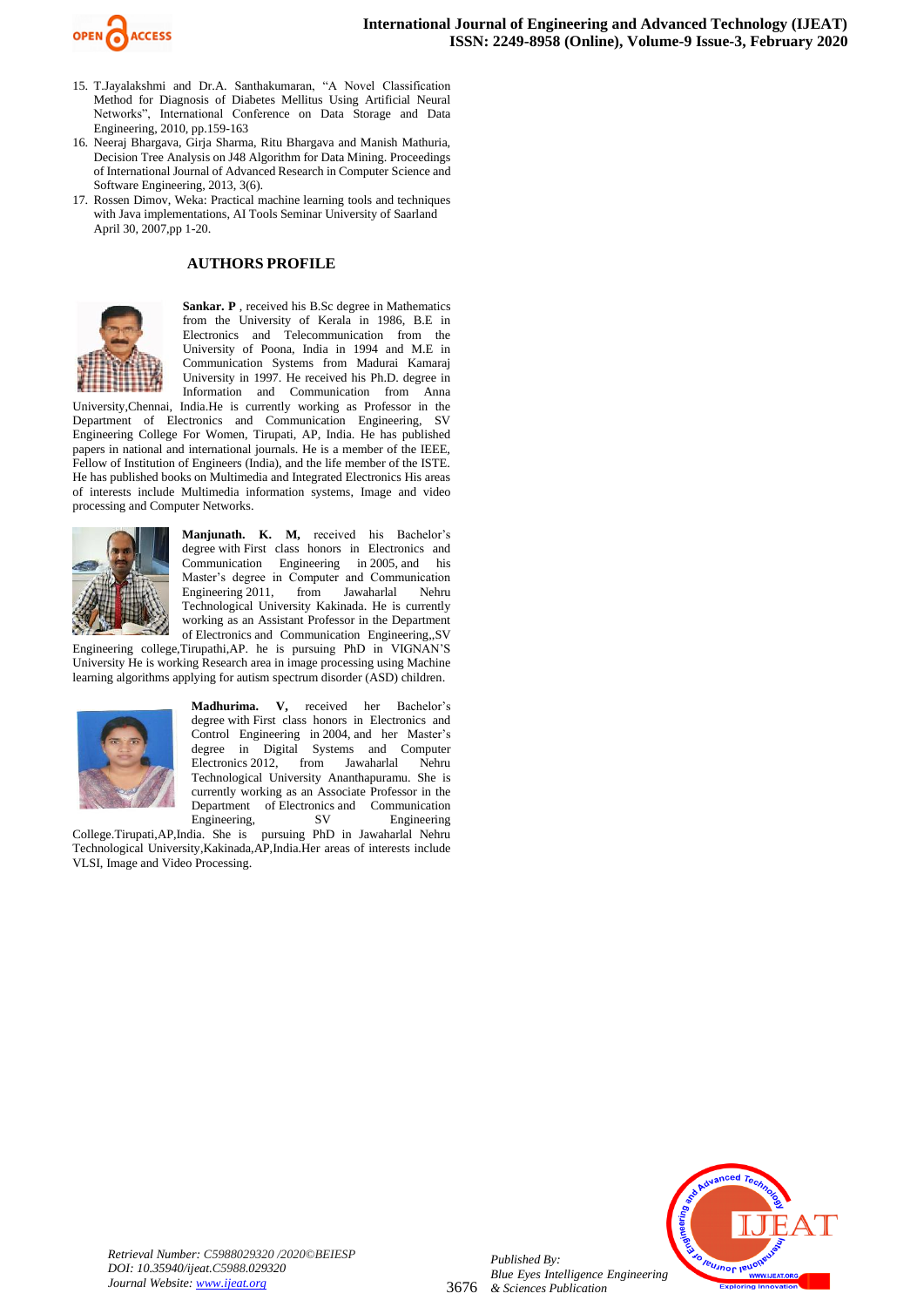15. T.Jayalakshmi and Dr.A. Santhakumaran, "A Novel Classification Method for Diagnosis of Diabetes Mellitus Using Artificial Neural Networks", International Conference on Data Storage and Data Engineering, 2010, pp.159-163
16. Neeraj Bhargava, Girja Sharma, Ritu Bhargava and Manish Mathuria, Decision Tree Analysis on J48 Algorithm for Data Mining. Proceedings of International Journal of Advanced Research in Computer Science and Software Engineering, 2013, 3(6).
17. Rossen Dimov, Weka: Practical machine learning tools and techniques with Java implementations, AI Tools Seminar University of Saarland April 30, 2007,pp 1-20.

## AUTHORS PROFILE

**Sankar. P** , received his B.Sc degree in Mathematics from the University of Kerala in 1986, B.E in Electronics and Telecommunication from the University of Poona, India in 1994 and M.E in Communication Systems from Madurai Kamaraj University in 1997. He received his Ph.D. degree in Information and Communication from Anna University,Chennai, India.He is currently working as Professor in the Department of Electronics and Communication Engineering, SV Engineering College For Women, Tirupati, AP, India. He has published papers in national and international journals. He is a member of the IEEE, Fellow of Institution of Engineers (India), and the life member of the ISTE. He has published books on Multimedia and Integrated Electronics His areas of interests include Multimedia information systems, Image and video processing and Computer Networks.

**Manjunath. K. M,** received his Bachelor's degree with First class honors in Electronics and Communication Engineering in 2005, and his Master's degree in Computer and Communication Engineering 2011, from Jawaharlal Nehru Technological University Kakinada. He is currently working as an Assistant Professor in the Department of Electronics and Communication Engineering,,SV Engineering college,Tirupathi,AP. he is pursuing PhD in VIGNAN'S University He is working Research area in image processing using Machine learning algorithms applying for autism spectrum disorder (ASD) children.

**Madhurima. V,** received her Bachelor's degree with First class honors in Electronics and Control Engineering in 2004, and her Master's degree in Digital Systems and Computer Electronics 2012, from Jawaharlal Nehru Technological University Ananthapuramu. She is currently working as an Associate Professor in the Department of Electronics and Communication Engineering, SV Engineering College.Tirupati,AP,India. She is pursuing PhD in Jawaharlal Nehru Technological University,Kakinada,AP,India.Her areas of interests include VLSI, Image and Video Processing.